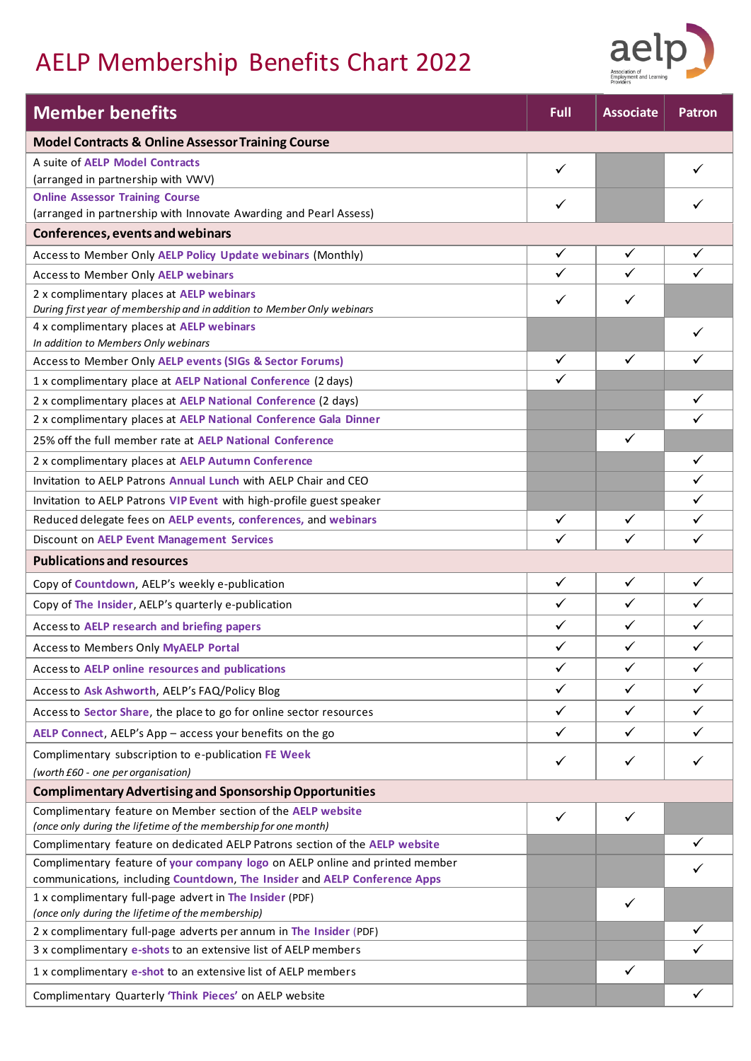# AELP Membership Benefits Chart 2022

| Member benefits | Full | Associate | Patron |
|---|---|---|---|
| **Model Contracts & Online Assessor Training Course** | | | |
| A suite of AELP Model Contracts (arranged in partnership with VWV) | ✓ | | ✓ |
| Online Assessor Training Course (arranged in partnership with Innovate Awarding and Pearl Assess) | ✓ | | ✓ |
| **Conferences, events and webinars** | | | |
| Access to Member Only AELP Policy Update webinars (Monthly) | ✓ | ✓ | ✓ |
| Access to Member Only AELP webinars | ✓ | ✓ | ✓ |
| 2 x complimentary places at AELP webinars *During first year of membership and in addition to Member Only webinars* | ✓ | ✓ | |
| 4 x complimentary places at AELP webinars *In addition to Members Only webinars* | | | ✓ |
| Access to Member Only AELP events (SIGs & Sector Forums) | ✓ | ✓ | ✓ |
| 1 x complimentary place at AELP National Conference (2 days) | ✓ | | |
| 2 x complimentary places at AELP National Conference (2 days) | | | ✓ |
| 2 x complimentary places at AELP National Conference Gala Dinner | | | ✓ |
| 25% off the full member rate at AELP National Conference | | ✓ | |
| 2 x complimentary places at AELP Autumn Conference | | | ✓ |
| Invitation to AELP Patrons Annual Lunch with AELP Chair and CEO | | | ✓ |
| Invitation to AELP Patrons VIP Event with high-profile guest speaker | | | ✓ |
| Reduced delegate fees on AELP events, conferences, and webinars | ✓ | ✓ | ✓ |
| Discount on AELP Event Management Services | ✓ | ✓ | ✓ |
| **Publications and resources** | | | |
| Copy of Countdown, AELP's weekly e-publication | ✓ | ✓ | ✓ |
| Copy of The Insider, AELP's quarterly e-publication | ✓ | ✓ | ✓ |
| Access to AELP research and briefing papers | ✓ | ✓ | ✓ |
| Access to Members Only MyAELP Portal | ✓ | ✓ | ✓ |
| Access to AELP online resources and publications | ✓ | ✓ | ✓ |
| Access to Ask Ashworth, AELP's FAQ/Policy Blog | ✓ | ✓ | ✓ |
| Access to Sector Share, the place to go for online sector resources | ✓ | ✓ | ✓ |
| AELP Connect, AELP's App – access your benefits on the go | ✓ | ✓ | ✓ |
| Complimentary subscription to e-publication FE Week *(worth £60 - one per organisation)* | ✓ | ✓ | ✓ |
| **Complimentary Advertising and Sponsorship Opportunities** | | | |
| Complimentary feature on Member section of the AELP website *(once only during the lifetime of the membership for one month)* | ✓ | ✓ | |
| Complimentary feature on dedicated AELP Patrons section of the AELP website | | | ✓ |
| Complimentary feature of your company logo on AELP online and printed member communications, including Countdown, The Insider and AELP Conference Apps | | | ✓ |
| 1 x complimentary full-page advert in The Insider (PDF) *(once only during the lifetime of the membership)* | | ✓ | |
| 2 x complimentary full-page adverts per annum in The Insider (PDF) | | | ✓ |
| 3 x complimentary e-shots to an extensive list of AELP members | | | ✓ |
| 1 x complimentary e-shot to an extensive list of AELP members | | ✓ | |
| Complimentary Quarterly 'Think Pieces' on AELP website | | | ✓ |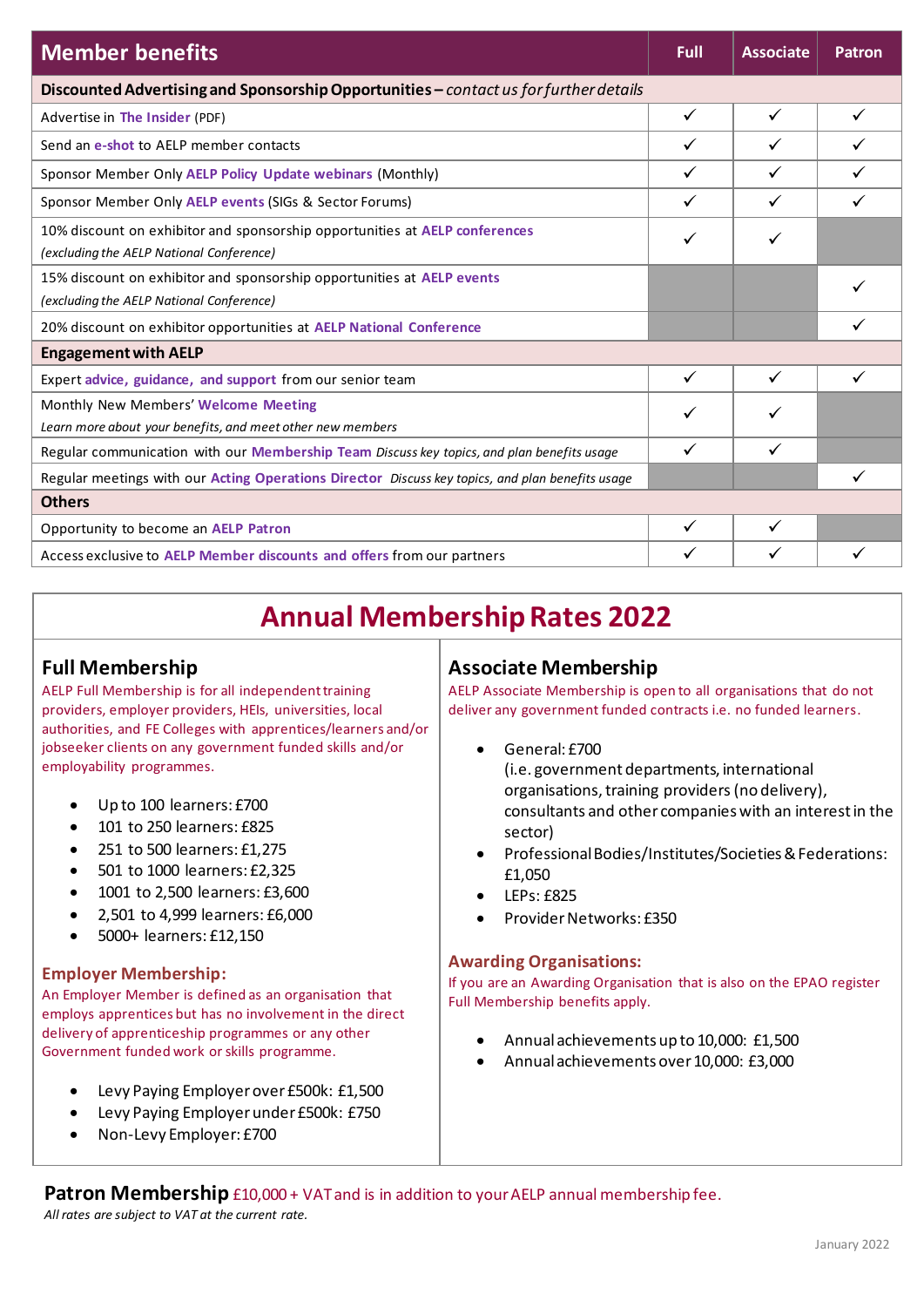| Member benefits | Full | Associate | Patron |
|---|---|---|---|
| **Discounted Advertising and Sponsorship Opportunities –** *contact us for further details* | | | |
| Advertise in The Insider (PDF) | ✓ | ✓ | ✓ |
| Send an e-shot to AELP member contacts | ✓ | ✓ | ✓ |
| Sponsor Member Only AELP Policy Update webinars (Monthly) | ✓ | ✓ | ✓ |
| Sponsor Member Only AELP events (SIGs & Sector Forums) | ✓ | ✓ | ✓ |
| 10% discount on exhibitor and sponsorship opportunities at AELP conferences *(excluding the AELP National Conference)* | ✓ | ✓ | |
| 15% discount on exhibitor and sponsorship opportunities at AELP events *(excluding the AELP National Conference)* | | | ✓ |
| 20% discount on exhibitor opportunities at AELP National Conference | | | ✓ |
| **Engagement with AELP** | | | |
| Expert advice, guidance, and support from our senior team | ✓ | ✓ | ✓ |
| Monthly New Members' Welcome Meeting *Learn more about your benefits, and meet other new members* | ✓ | ✓ | |
| Regular communication with our Membership Team *Discuss key topics, and plan benefits usage* | ✓ | ✓ | |
| Regular meetings with our Acting Operations Director *Discuss key topics, and plan benefits usage* | | | ✓ |
| **Others** | | | |
| Opportunity to become an AELP Patron | ✓ | ✓ | |
| Access exclusive to AELP Member discounts and offers from our partners | ✓ | ✓ | ✓ |

# Annual Membership Rates 2022

## Full Membership

AELP Full Membership is for all independent training providers, employer providers, HEIs, universities, local authorities, and FE Colleges with apprentices/learners and/or jobseeker clients on any government funded skills and/or employability programmes.

- Up to 100 learners: £700
- 101 to 250 learners: £825
- 251 to 500 learners: £1,275
- 501 to 1000 learners: £2,325
- 1001 to 2,500 learners: £3,600
- 2,501 to 4,999 learners: £6,000
- 5000+ learners: £12,150

### Employer Membership:

An Employer Member is defined as an organisation that employs apprentices but has no involvement in the direct delivery of apprenticeship programmes or any other Government funded work or skills programme.

- Levy Paying Employer over £500k: £1,500
- Levy Paying Employer under £500k: £750
- Non-Levy Employer: £700

## Associate Membership

AELP Associate Membership is open to all organisations that do not deliver any government funded contracts i.e. no funded learners.

- General: £700 (i.e. government departments, international organisations, training providers (no delivery), consultants and other companies with an interest in the sector)
- Professional Bodies/Institutes/Societies & Federations: £1,050
- LEPs: £825
- Provider Networks: £350

### Awarding Organisations:

If you are an Awarding Organisation that is also on the EPAO register Full Membership benefits apply.

- Annual achievements up to 10,000: £1,500
- Annual achievements over 10,000: £3,000

**Patron Membership** £10,000 + VAT and is in addition to your AELP annual membership fee.

*All rates are subject to VAT at the current rate.*

January 2022